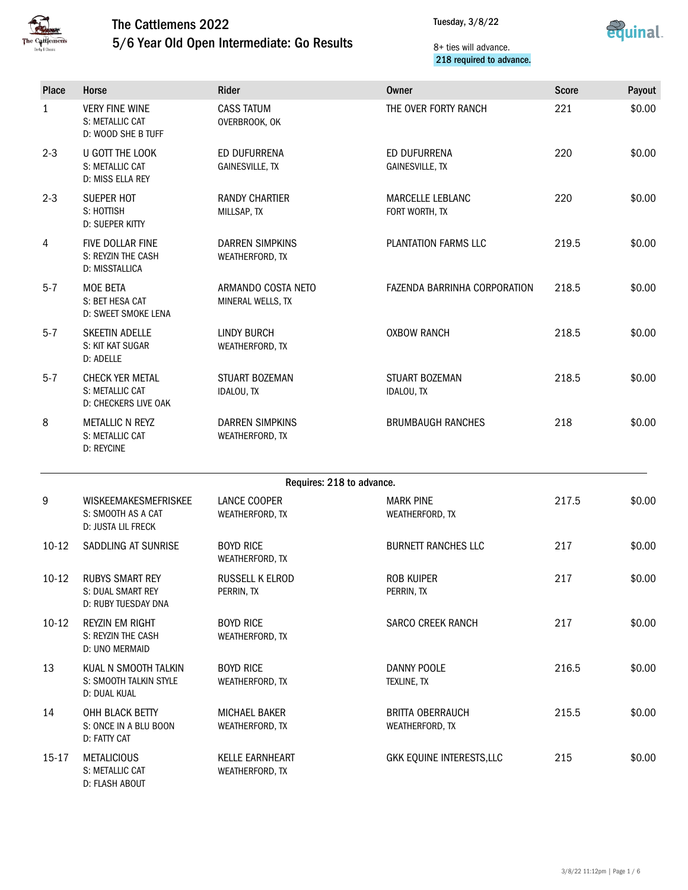# The Cattlemens 2022
## 5/6 Year Old Open Intermediate: Go Results

Tuesday, 3/8/22

8+ ties will advance.
**218 required to advance.**

| Place | Horse | Rider | Owner | Score | Payout |
|---|---|---|---|---|---|
| 1 | VERY FINE WINE<br>S: METALLIC CAT<br>D: WOOD SHE B TUFF | CASS TATUM<br>OVERBROOK, OK | THE OVER FORTY RANCH | 221 | $0.00 |
| 2-3 | U GOTT THE LOOK<br>S: METALLIC CAT<br>D: MISS ELLA REY | ED DUFURRENA<br>GAINESVILLE, TX | ED DUFURRENA<br>GAINESVILLE, TX | 220 | $0.00 |
| 2-3 | SUEPER HOT<br>S: HOTTISH<br>D: SUEPER KITTY | RANDY CHARTIER<br>MILLSAP, TX | MARCELLE LEBLANC<br>FORT WORTH, TX | 220 | $0.00 |
| 4 | FIVE DOLLAR FINE<br>S: REYZIN THE CASH<br>D: MISSTALLICA | DARREN SIMPKINS<br>WEATHERFORD, TX | PLANTATION FARMS LLC | 219.5 | $0.00 |
| 5-7 | MOE BETA<br>S: BET HESA CAT<br>D: SWEET SMOKE LENA | ARMANDO COSTA NETO<br>MINERAL WELLS, TX | FAZENDA BARRINHA CORPORATION | 218.5 | $0.00 |
| 5-7 | SKEETIN ADELLE<br>S: KIT KAT SUGAR<br>D: ADELLE | LINDY BURCH<br>WEATHERFORD, TX | OXBOW RANCH | 218.5 | $0.00 |
| 5-7 | CHECK YER METAL<br>S: METALLIC CAT<br>D: CHECKERS LIVE OAK | STUART BOZEMAN<br>IDALOU, TX | STUART BOZEMAN<br>IDALOU, TX | 218.5 | $0.00 |
| 8 | METALLIC N REYZ<br>S: METALLIC CAT<br>D: REYCINE | DARREN SIMPKINS<br>WEATHERFORD, TX | BRUMBAUGH RANCHES | 218 | $0.00 |
| | **Requires: 218 to advance.** | | | | |
| 9 | WISKEEMAKESMEFRISKEE<br>S: SMOOTH AS A CAT<br>D: JUSTA LIL FRECK | LANCE COOPER<br>WEATHERFORD, TX | MARK PINE<br>WEATHERFORD, TX | 217.5 | $0.00 |
| 10-12 | SADDLING AT SUNRISE | BOYD RICE<br>WEATHERFORD, TX | BURNETT RANCHES LLC | 217 | $0.00 |
| 10-12 | RUBYS SMART REY<br>S: DUAL SMART REY<br>D: RUBY TUESDAY DNA | RUSSELL K ELROD<br>PERRIN, TX | ROB KUIPER<br>PERRIN, TX | 217 | $0.00 |
| 10-12 | REYZIN EM RIGHT<br>S: REYZIN THE CASH<br>D: UNO MERMAID | BOYD RICE<br>WEATHERFORD, TX | SARCO CREEK RANCH | 217 | $0.00 |
| 13 | KUAL N SMOOTH TALKIN<br>S: SMOOTH TALKIN STYLE<br>D: DUAL KUAL | BOYD RICE<br>WEATHERFORD, TX | DANNY POOLE<br>TEXLINE, TX | 216.5 | $0.00 |
| 14 | OHH BLACK BETTY<br>S: ONCE IN A BLU BOON<br>D: FATTY CAT | MICHAEL BAKER<br>WEATHERFORD, TX | BRITTA OBERRAUCH<br>WEATHERFORD, TX | 215.5 | $0.00 |
| 15-17 | METALICIOUS<br>S: METALLIC CAT<br>D: FLASH ABOUT | KELLE EARNHEART<br>WEATHERFORD, TX | GKK EQUINE INTERESTS,LLC | 215 | $0.00 |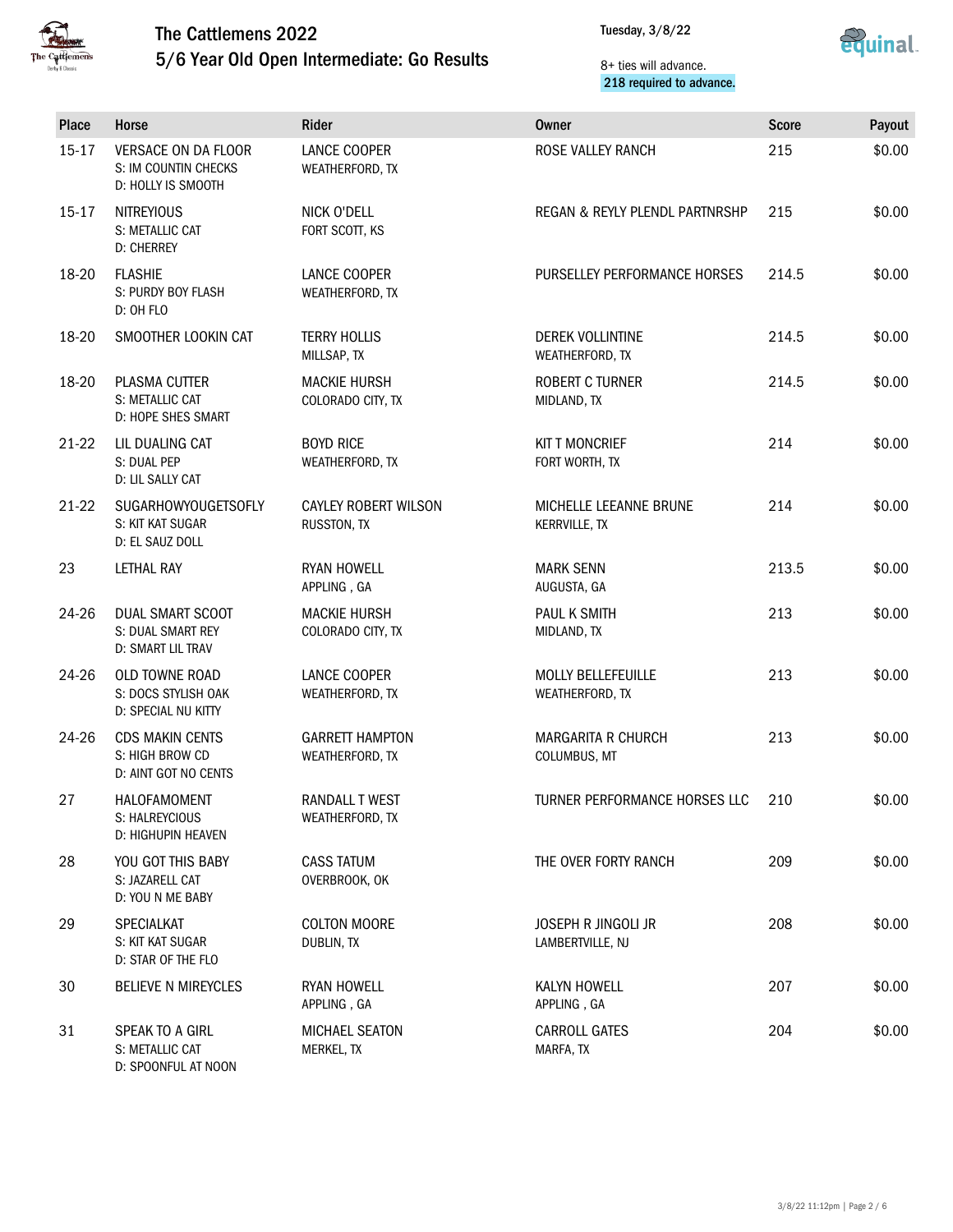# The Cattlemens 2022
## 5/6 Year Old Open Intermediate: Go Results

Tuesday, 3/8/22

8+ ties will advance.
**218 required to advance.**

| Place | Horse | Rider | Owner | Score | Payout |
|---|---|---|---|---|---|
| 15-17 | VERSACE ON DA FLOOR<br>S: IM COUNTIN CHECKS<br>D: HOLLY IS SMOOTH | LANCE COOPER<br>WEATHERFORD, TX | ROSE VALLEY RANCH | 215 | $0.00 |
| 15-17 | NITREYIOUS<br>S: METALLIC CAT<br>D: CHERREY | NICK O'DELL<br>FORT SCOTT, KS | REGAN & REYLY PLENDL PARTNRSHP | 215 | $0.00 |
| 18-20 | FLASHIE<br>S: PURDY BOY FLASH<br>D: OH FLO | LANCE COOPER<br>WEATHERFORD, TX | PURSELLEY PERFORMANCE HORSES | 214.5 | $0.00 |
| 18-20 | SMOOTHER LOOKIN CAT | TERRY HOLLIS<br>MILLSAP, TX | DEREK VOLLINTINE<br>WEATHERFORD, TX | 214.5 | $0.00 |
| 18-20 | PLASMA CUTTER<br>S: METALLIC CAT<br>D: HOPE SHES SMART | MACKIE HURSH<br>COLORADO CITY, TX | ROBERT C TURNER<br>MIDLAND, TX | 214.5 | $0.00 |
| 21-22 | LIL DUALING CAT<br>S: DUAL PEP<br>D: LIL SALLY CAT | BOYD RICE<br>WEATHERFORD, TX | KIT T MONCRIEF<br>FORT WORTH, TX | 214 | $0.00 |
| 21-22 | SUGARHOWYOUGETSOFLY<br>S: KIT KAT SUGAR<br>D: EL SAUZ DOLL | CAYLEY ROBERT WILSON<br>RUSSTON, TX | MICHELLE LEEANNE BRUNE<br>KERRVILLE, TX | 214 | $0.00 |
| 23 | LETHAL RAY | RYAN HOWELL<br>APPLING , GA | MARK SENN<br>AUGUSTA, GA | 213.5 | $0.00 |
| 24-26 | DUAL SMART SCOOT<br>S: DUAL SMART REY<br>D: SMART LIL TRAV | MACKIE HURSH<br>COLORADO CITY, TX | PAUL K SMITH<br>MIDLAND, TX | 213 | $0.00 |
| 24-26 | OLD TOWNE ROAD<br>S: DOCS STYLISH OAK<br>D: SPECIAL NU KITTY | LANCE COOPER<br>WEATHERFORD, TX | MOLLY BELLEFEUILLE<br>WEATHERFORD, TX | 213 | $0.00 |
| 24-26 | CDS MAKIN CENTS<br>S: HIGH BROW CD<br>D: AINT GOT NO CENTS | GARRETT HAMPTON<br>WEATHERFORD, TX | MARGARITA R CHURCH<br>COLUMBUS, MT | 213 | $0.00 |
| 27 | HALOFAMOMENT<br>S: HALREYCIOUS<br>D: HIGHUPIN HEAVEN | RANDALL T WEST<br>WEATHERFORD, TX | TURNER PERFORMANCE HORSES LLC | 210 | $0.00 |
| 28 | YOU GOT THIS BABY<br>S: JAZARELL CAT<br>D: YOU N ME BABY | CASS TATUM<br>OVERBROOK, OK | THE OVER FORTY RANCH | 209 | $0.00 |
| 29 | SPECIALKAT<br>S: KIT KAT SUGAR<br>D: STAR OF THE FLO | COLTON MOORE<br>DUBLIN, TX | JOSEPH R JINGOLI JR<br>LAMBERTVILLE, NJ | 208 | $0.00 |
| 30 | BELIEVE N MIREYCLES | RYAN HOWELL<br>APPLING , GA | KALYN HOWELL<br>APPLING , GA | 207 | $0.00 |
| 31 | SPEAK TO A GIRL<br>S: METALLIC CAT<br>D: SPOONFUL AT NOON | MICHAEL SEATON<br>MERKEL, TX | CARROLL GATES<br>MARFA, TX | 204 | $0.00 |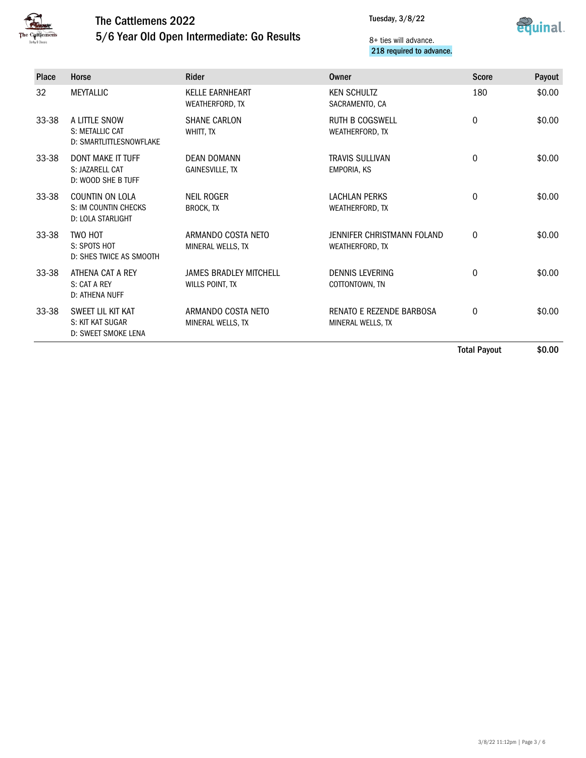# The Cattlemens 2022

## 5/6 Year Old Open Intermediate: Go Results

Tuesday, 3/8/22

8+ ties will advance.
**218 required to advance.**

| Place | Horse | Rider | Owner | Score | Payout |
| --- | --- | --- | --- | --- | --- |
| 32 | MEYTALLIC | KELLE EARNHEART<br>WEATHERFORD, TX | KEN SCHULTZ<br>SACRAMENTO, CA | 180 | $0.00 |
| 33-38 | A LITTLE SNOW<br>S: METALLIC CAT<br>D: SMARTLITTLESNOWFLAKE | SHANE CARLON<br>WHITT, TX | RUTH B COGSWELL<br>WEATHERFORD, TX | 0 | $0.00 |
| 33-38 | DONT MAKE IT TUFF<br>S: JAZARELL CAT<br>D: WOOD SHE B TUFF | DEAN DOMANN<br>GAINESVILLE, TX | TRAVIS SULLIVAN<br>EMPORIA, KS | 0 | $0.00 |
| 33-38 | COUNTIN ON LOLA<br>S: IM COUNTIN CHECKS<br>D: LOLA STARLIGHT | NEIL ROGER<br>BROCK, TX | LACHLAN PERKS<br>WEATHERFORD, TX | 0 | $0.00 |
| 33-38 | TWO HOT<br>S: SPOTS HOT<br>D: SHES TWICE AS SMOOTH | ARMANDO COSTA NETO<br>MINERAL WELLS, TX | JENNIFER CHRISTMANN FOLAND<br>WEATHERFORD, TX | 0 | $0.00 |
| 33-38 | ATHENA CAT A REY<br>S: CAT A REY<br>D: ATHENA NUFF | JAMES BRADLEY MITCHELL<br>WILLS POINT, TX | DENNIS LEVERING<br>COTTONTOWN, TN | 0 | $0.00 |
| 33-38 | SWEET LIL KIT KAT<br>S: KIT KAT SUGAR<br>D: SWEET SMOKE LENA | ARMANDO COSTA NETO<br>MINERAL WELLS, TX | RENATO E REZENDE BARBOSA<br>MINERAL WELLS, TX | 0 | $0.00 |
| | | | | **Total Payout** | **$0.00** |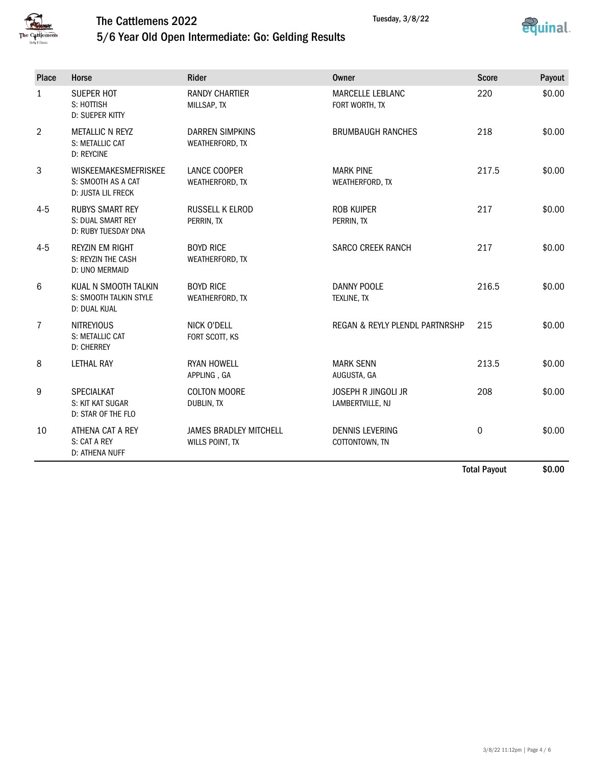# The Cattlemens 2022

## 5/6 Year Old Open Intermediate: Go: Gelding Results

Tuesday, 3/8/22

| Place | Horse | Rider | Owner | Score | Payout |
|---|---|---|---|---|---|
| 1 | SUEPER HOT<br>S: HOTTISH<br>D: SUEPER KITTY | RANDY CHARTIER<br>MILLSAP, TX | MARCELLE LEBLANC<br>FORT WORTH, TX | 220 | $0.00 |
| 2 | METALLIC N REYZ<br>S: METALLIC CAT<br>D: REYCINE | DARREN SIMPKINS<br>WEATHERFORD, TX | BRUMBAUGH RANCHES | 218 | $0.00 |
| 3 | WISKEEMAKESMEFRISKEE<br>S: SMOOTH AS A CAT<br>D: JUSTA LIL FRECK | LANCE COOPER<br>WEATHERFORD, TX | MARK PINE<br>WEATHERFORD, TX | 217.5 | $0.00 |
| 4-5 | RUBYS SMART REY<br>S: DUAL SMART REY<br>D: RUBY TUESDAY DNA | RUSSELL K ELROD<br>PERRIN, TX | ROB KUIPER<br>PERRIN, TX | 217 | $0.00 |
| 4-5 | REYZIN EM RIGHT<br>S: REYZIN THE CASH<br>D: UNO MERMAID | BOYD RICE<br>WEATHERFORD, TX | SARCO CREEK RANCH | 217 | $0.00 |
| 6 | KUAL N SMOOTH TALKIN<br>S: SMOOTH TALKIN STYLE<br>D: DUAL KUAL | BOYD RICE<br>WEATHERFORD, TX | DANNY POOLE<br>TEXLINE, TX | 216.5 | $0.00 |
| 7 | NITREYIOUS<br>S: METALLIC CAT<br>D: CHERREY | NICK O'DELL<br>FORT SCOTT, KS | REGAN & REYLY PLENDL PARTNRSHP | 215 | $0.00 |
| 8 | LETHAL RAY | RYAN HOWELL<br>APPLING , GA | MARK SENN<br>AUGUSTA, GA | 213.5 | $0.00 |
| 9 | SPECIALKAT<br>S: KIT KAT SUGAR<br>D: STAR OF THE FLO | COLTON MOORE<br>DUBLIN, TX | JOSEPH R JINGOLI JR<br>LAMBERTVILLE, NJ | 208 | $0.00 |
| 10 | ATHENA CAT A REY<br>S: CAT A REY<br>D: ATHENA NUFF | JAMES BRADLEY MITCHELL<br>WILLS POINT, TX | DENNIS LEVERING<br>COTTONTOWN, TN | 0 | $0.00 |
| | | | | **Total Payout** | **$0.00** |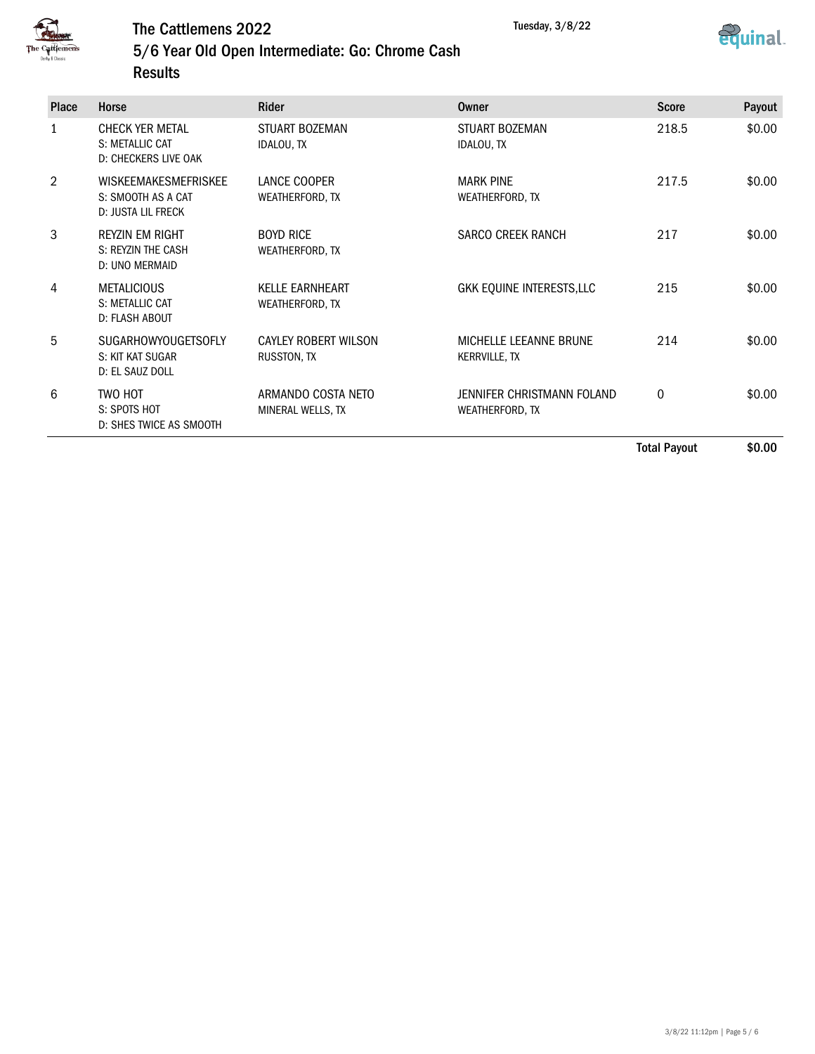# The Cattlemens 2022

## 5/6 Year Old Open Intermediate: Go: Chrome Cash

## Results

Tuesday, 3/8/22

| Place | Horse | Rider | Owner | Score | Payout |
|---|---|---|---|---|---|
| 1 | CHECK YER METAL<br>S: METALLIC CAT<br>D: CHECKERS LIVE OAK | STUART BOZEMAN<br>IDALOU, TX | STUART BOZEMAN<br>IDALOU, TX | 218.5 | $0.00 |
| 2 | WISKEEMAKESMEFRISKEE<br>S: SMOOTH AS A CAT<br>D: JUSTA LIL FRECK | LANCE COOPER<br>WEATHERFORD, TX | MARK PINE<br>WEATHERFORD, TX | 217.5 | $0.00 |
| 3 | REYZIN EM RIGHT<br>S: REYZIN THE CASH<br>D: UNO MERMAID | BOYD RICE<br>WEATHERFORD, TX | SARCO CREEK RANCH | 217 | $0.00 |
| 4 | METALICIOUS<br>S: METALLIC CAT<br>D: FLASH ABOUT | KELLE EARNHEART<br>WEATHERFORD, TX | GKK EQUINE INTERESTS,LLC | 215 | $0.00 |
| 5 | SUGARHOWYOUGETSOFLY<br>S: KIT KAT SUGAR<br>D: EL SAUZ DOLL | CAYLEY ROBERT WILSON<br>RUSSTON, TX | MICHELLE LEEANNE BRUNE<br>KERRVILLE, TX | 214 | $0.00 |
| 6 | TWO HOT<br>S: SPOTS HOT<br>D: SHES TWICE AS SMOOTH | ARMANDO COSTA NETO<br>MINERAL WELLS, TX | JENNIFER CHRISTMANN FOLAND<br>WEATHERFORD, TX | 0 | $0.00 |
| | | | | **Total Payout** | **$0.00** |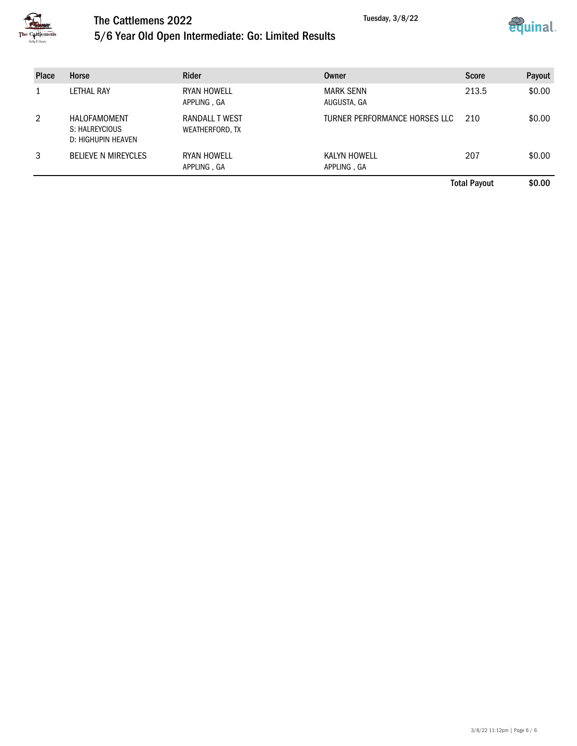# The Cattlemens 2022

## 5/6 Year Old Open Intermediate: Go: Limited Results

Tuesday, 3/8/22

| Place | Horse | Rider | Owner | Score | Payout |
|---|---|---|---|---|---|
| 1 | LETHAL RAY | RYAN HOWELL<br>APPLING , GA | MARK SENN<br>AUGUSTA, GA | 213.5 | $0.00 |
| 2 | HALOFAMOMENT<br>S: HALREYCIOUS<br>D: HIGHUPIN HEAVEN | RANDALL T WEST<br>WEATHERFORD, TX | TURNER PERFORMANCE HORSES LLC | 210 | $0.00 |
| 3 | BELIEVE N MIREYCLES | RYAN HOWELL<br>APPLING , GA | KALYN HOWELL<br>APPLING , GA | 207 | $0.00 |
| | | | | **Total Payout** | **$0.00** |